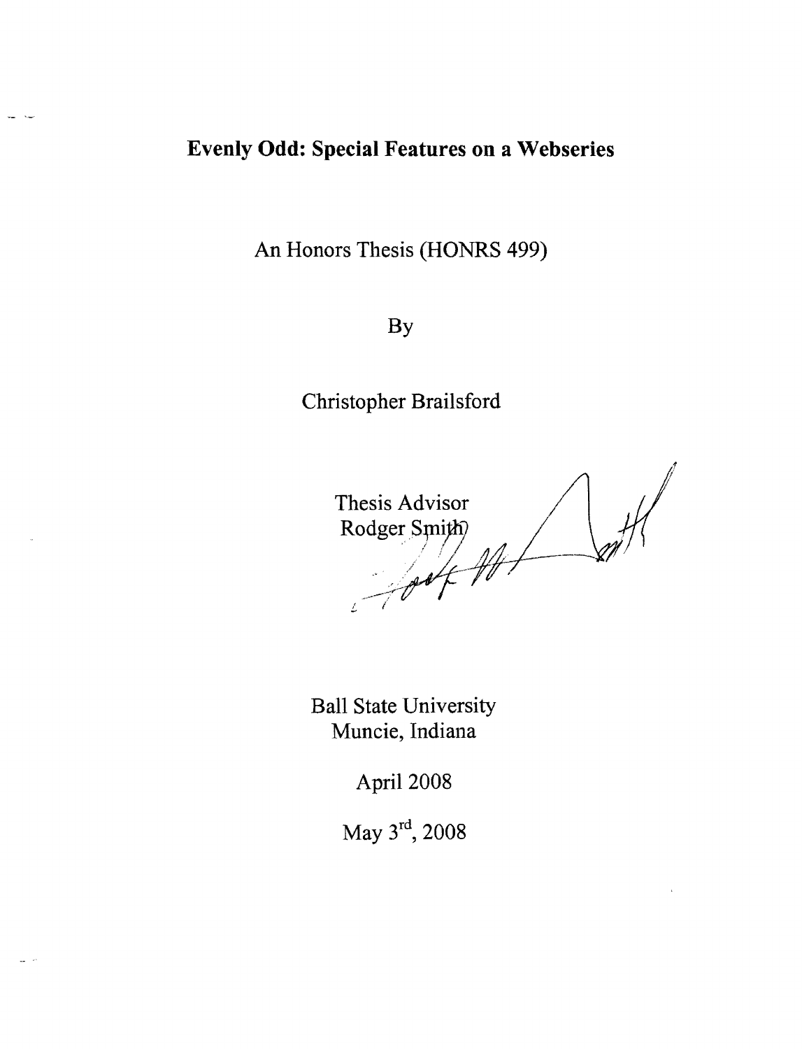# Evenly Odd: Special Features on a Webseries

An Honors Thesis (HONRS 499)

By

Christopher Brailsford

Thesis Advisor
Rodger Smith

Ball State University
Muncie, Indiana

April 2008

May 3rd, 2008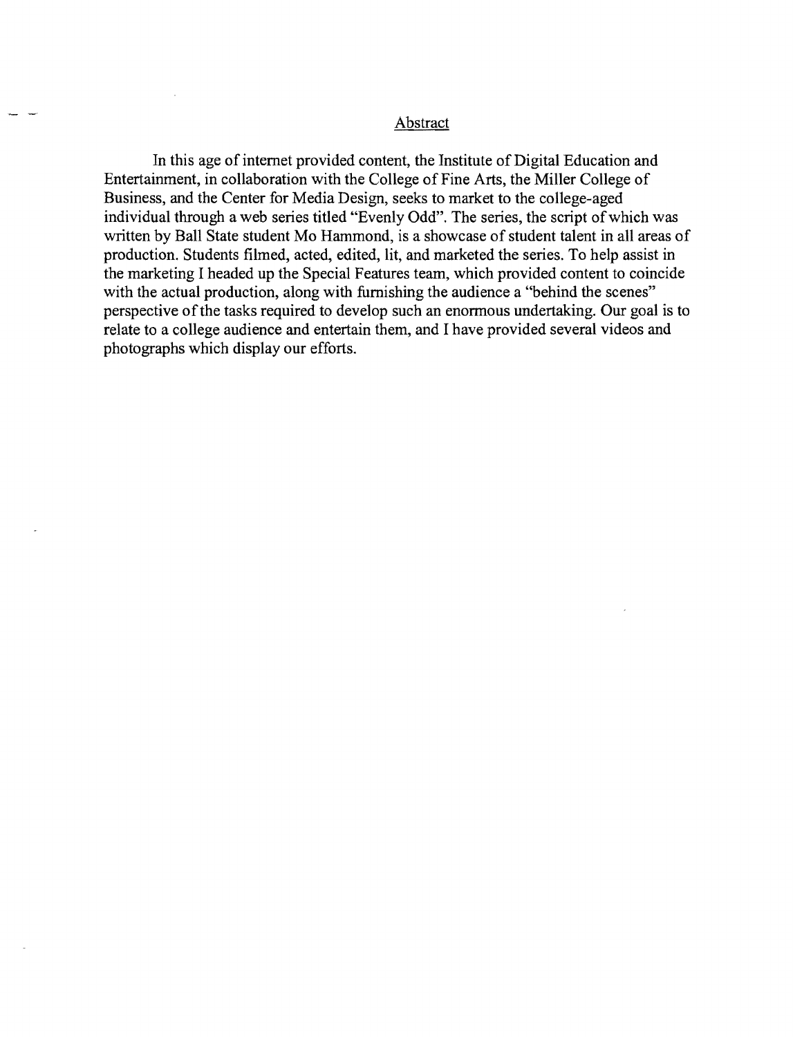## Abstract

In this age of internet provided content, the Institute of Digital Education and Entertainment, in collaboration with the College of Fine Arts, the Miller College of Business, and the Center for Media Design, seeks to market to the college-aged individual through a web series titled "Evenly Odd". The series, the script of which was written by Ball State student Mo Hammond, is a showcase of student talent in all areas of production. Students filmed, acted, edited, lit, and marketed the series. To help assist in the marketing I headed up the Special Features team, which provided content to coincide with the actual production, along with furnishing the audience a "behind the scenes" perspective of the tasks required to develop such an enormous undertaking. Our goal is to relate to a college audience and entertain them, and I have provided several videos and photographs which display our efforts.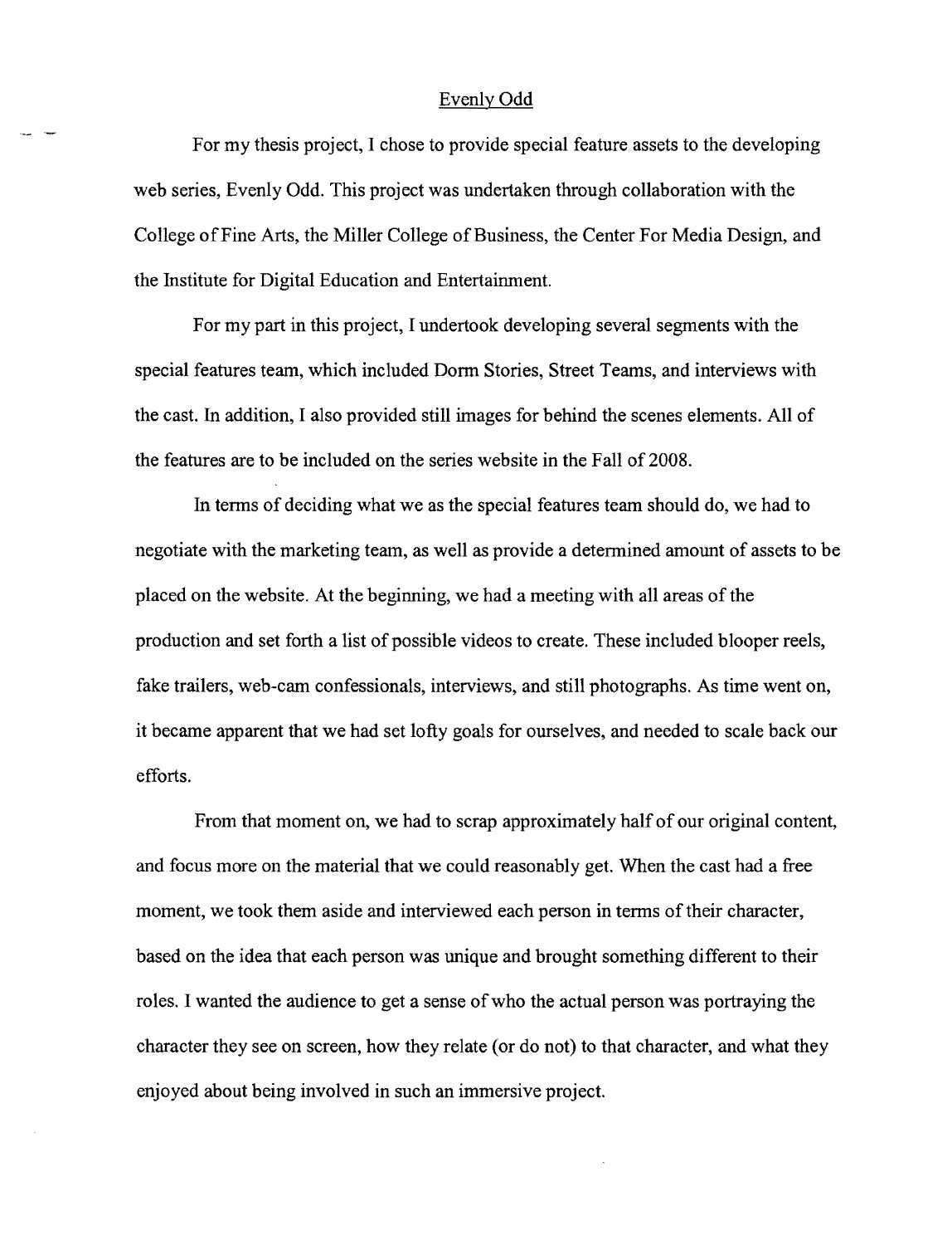# Evenly Odd

For my thesis project, I chose to provide special feature assets to the developing web series, Evenly Odd. This project was undertaken through collaboration with the College of Fine Arts, the Miller College of Business, the Center For Media Design, and the Institute for Digital Education and Entertainment.

For my part in this project, I undertook developing several segments with the special features team, which included Dorm Stories, Street Teams, and interviews with the cast. In addition, I also provided still images for behind the scenes elements. All of the features are to be included on the series website in the Fall of 2008.

In terms of deciding what we as the special features team should do, we had to negotiate with the marketing team, as well as provide a determined amount of assets to be placed on the website. At the beginning, we had a meeting with all areas of the production and set forth a list of possible videos to create. These included blooper reels, fake trailers, web-cam confessionals, interviews, and still photographs. As time went on, it became apparent that we had set lofty goals for ourselves, and needed to scale back our efforts.

From that moment on, we had to scrap approximately half of our original content, and focus more on the material that we could reasonably get. When the cast had a free moment, we took them aside and interviewed each person in terms of their character, based on the idea that each person was unique and brought something different to their roles. I wanted the audience to get a sense of who the actual person was portraying the character they see on screen, how they relate (or do not) to that character, and what they enjoyed about being involved in such an immersive project.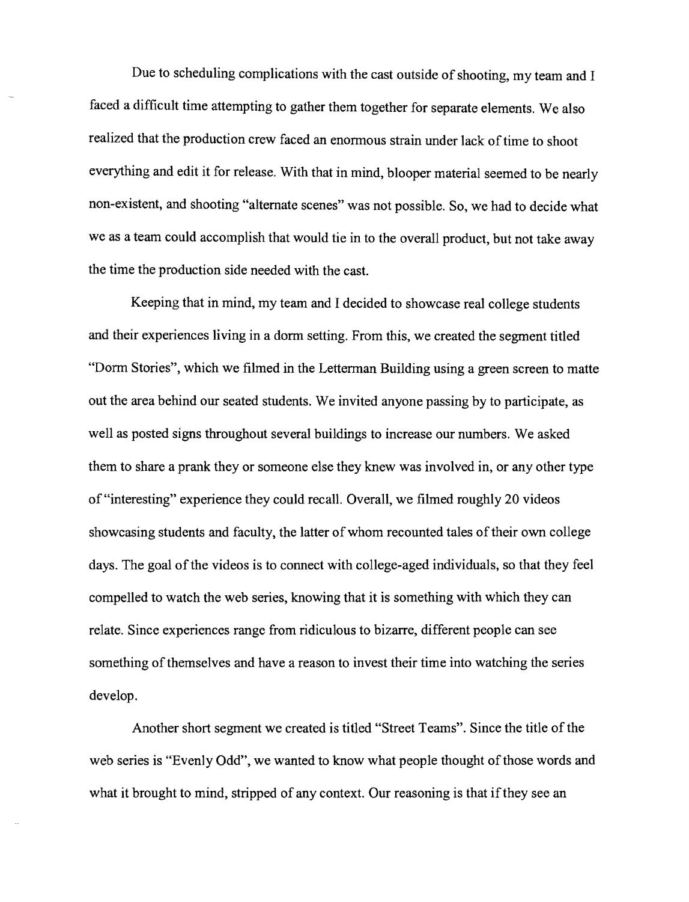Due to scheduling complications with the cast outside of shooting, my team and I faced a difficult time attempting to gather them together for separate elements. We also realized that the production crew faced an enormous strain under lack of time to shoot everything and edit it for release. With that in mind, blooper material seemed to be nearly non-existent, and shooting "alternate scenes" was not possible. So, we had to decide what we as a team could accomplish that would tie in to the overall product, but not take away the time the production side needed with the cast.

Keeping that in mind, my team and I decided to showcase real college students and their experiences living in a dorm setting. From this, we created the segment titled "Dorm Stories", which we filmed in the Letterman Building using a green screen to matte out the area behind our seated students. We invited anyone passing by to participate, as well as posted signs throughout several buildings to increase our numbers. We asked them to share a prank they or someone else they knew was involved in, or any other type of "interesting" experience they could recall. Overall, we filmed roughly 20 videos showcasing students and faculty, the latter of whom recounted tales of their own college days. The goal of the videos is to connect with college-aged individuals, so that they feel compelled to watch the web series, knowing that it is something with which they can relate. Since experiences range from ridiculous to bizarre, different people can see something of themselves and have a reason to invest their time into watching the series develop.

Another short segment we created is titled "Street Teams". Since the title of the web series is "Evenly Odd", we wanted to know what people thought of those words and what it brought to mind, stripped of any context. Our reasoning is that if they see an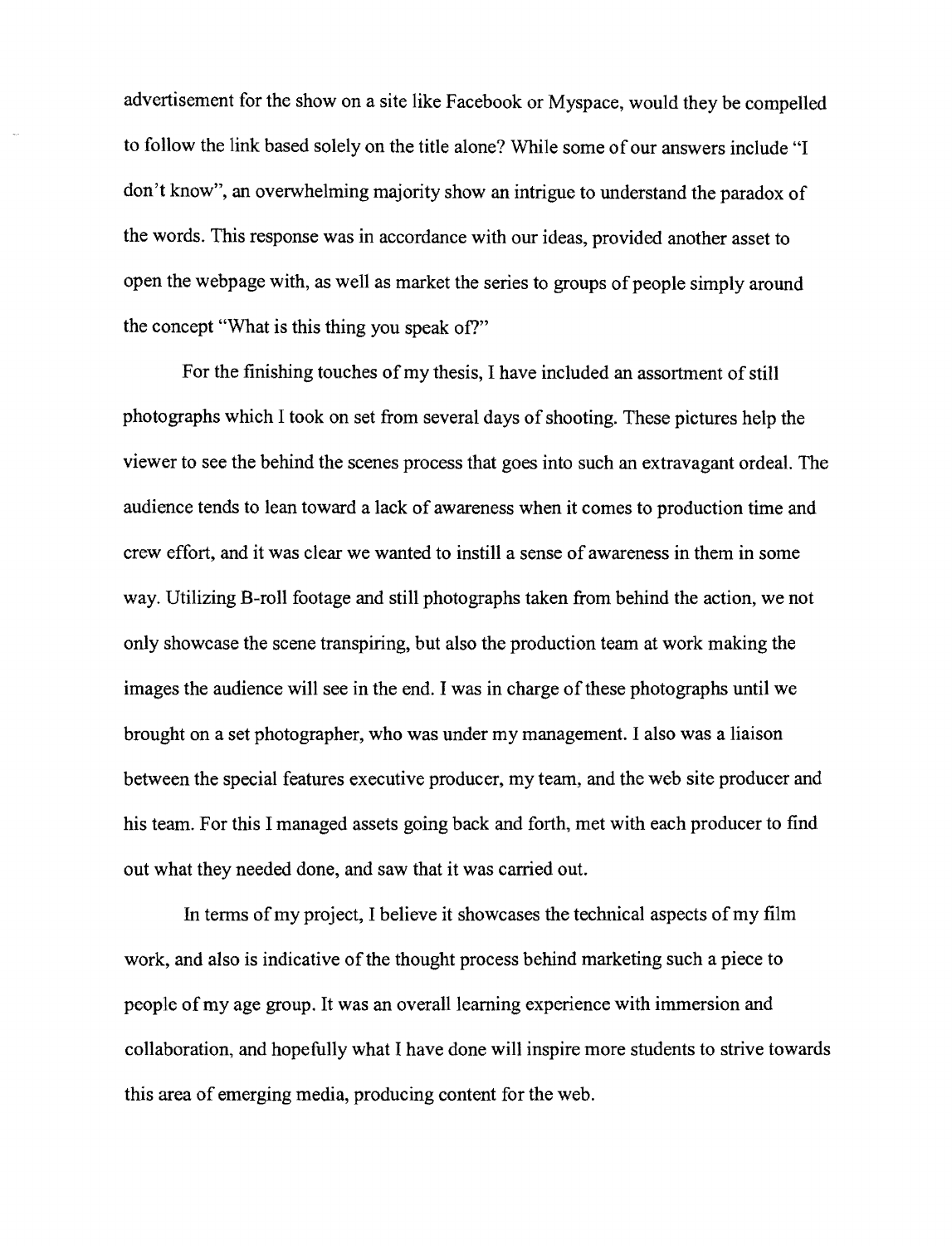advertisement for the show on a site like Facebook or Myspace, would they be compelled to follow the link based solely on the title alone? While some of our answers include "I don't know", an overwhelming majority show an intrigue to understand the paradox of the words. This response was in accordance with our ideas, provided another asset to open the webpage with, as well as market the series to groups of people simply around the concept "What is this thing you speak of?"

For the finishing touches of my thesis, I have included an assortment of still photographs which I took on set from several days of shooting. These pictures help the viewer to see the behind the scenes process that goes into such an extravagant ordeal. The audience tends to lean toward a lack of awareness when it comes to production time and crew effort, and it was clear we wanted to instill a sense of awareness in them in some way. Utilizing B-roll footage and still photographs taken from behind the action, we not only showcase the scene transpiring, but also the production team at work making the images the audience will see in the end. I was in charge of these photographs until we brought on a set photographer, who was under my management. I also was a liaison between the special features executive producer, my team, and the web site producer and his team. For this I managed assets going back and forth, met with each producer to find out what they needed done, and saw that it was carried out.

In terms of my project, I believe it showcases the technical aspects of my film work, and also is indicative of the thought process behind marketing such a piece to people of my age group. It was an overall learning experience with immersion and collaboration, and hopefully what I have done will inspire more students to strive towards this area of emerging media, producing content for the web.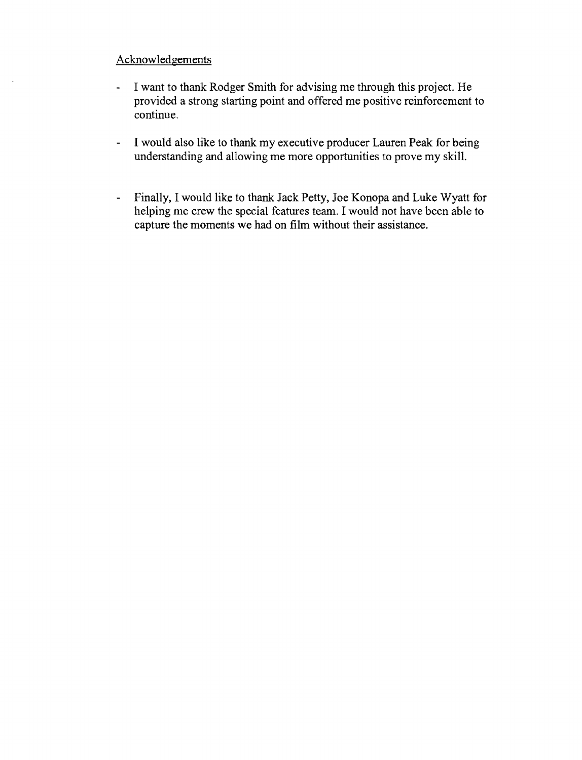## Acknowledgements

- I want to thank Rodger Smith for advising me through this project. He provided a strong starting point and offered me positive reinforcement to continue.
- I would also like to thank my executive producer Lauren Peak for being understanding and allowing me more opportunities to prove my skill.
- Finally, I would like to thank Jack Petty, Joe Konopa and Luke Wyatt for helping me crew the special features team. I would not have been able to capture the moments we had on film without their assistance.